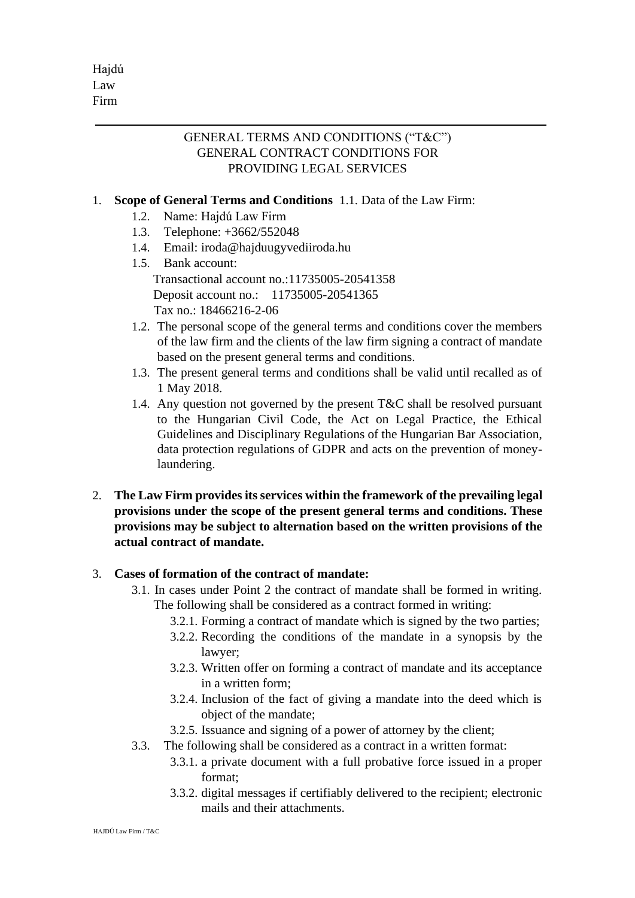Hajdú
Law
Firm

GENERAL TERMS AND CONDITIONS ("T&C")
GENERAL CONTRACT CONDITIONS FOR
PROVIDING LEGAL SERVICES

1. **Scope of General Terms and Conditions** 1.1. Data of the Law Firm:
   1.2. Name: Hajdú Law Firm
   1.3. Telephone: +3662/552048
   1.4. Email: iroda@hajduugyvediiroda.hu
   1.5. Bank account:
   Transactional account no.:11735005-20541358
   Deposit account no.: 11735005-20541365
   Tax no.: 18466216-2-06
   1.2. The personal scope of the general terms and conditions cover the members of the law firm and the clients of the law firm signing a contract of mandate based on the present general terms and conditions.
   1.3. The present general terms and conditions shall be valid until recalled as of 1 May 2018.
   1.4. Any question not governed by the present T&C shall be resolved pursuant to the Hungarian Civil Code, the Act on Legal Practice, the Ethical Guidelines and Disciplinary Regulations of the Hungarian Bar Association, data protection regulations of GDPR and acts on the prevention of money-laundering.

2. **The Law Firm provides its services within the framework of the prevailing legal provisions under the scope of the present general terms and conditions. These provisions may be subject to alternation based on the written provisions of the actual contract of mandate.**

3. **Cases of formation of the contract of mandate:**
   3.1. In cases under Point 2 the contract of mandate shall be formed in writing. The following shall be considered as a contract formed in writing:
      3.2.1. Forming a contract of mandate which is signed by the two parties;
      3.2.2. Recording the conditions of the mandate in a synopsis by the lawyer;
      3.2.3. Written offer on forming a contract of mandate and its acceptance in a written form;
      3.2.4. Inclusion of the fact of giving a mandate into the deed which is object of the mandate;
      3.2.5. Issuance and signing of a power of attorney by the client;
   3.3. The following shall be considered as a contract in a written format:
      3.3.1. a private document with a full probative force issued in a proper format;
      3.3.2. digital messages if certifiably delivered to the recipient; electronic mails and their attachments.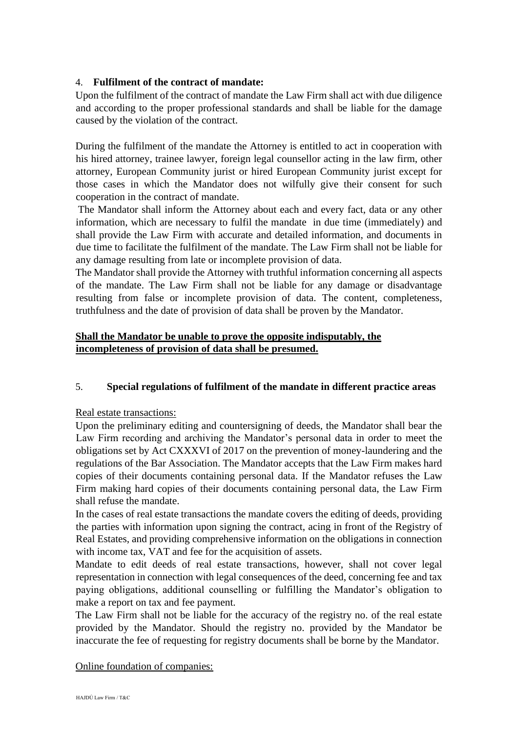## 4. **Fulfilment of the contract of mandate:**

Upon the fulfilment of the contract of mandate the Law Firm shall act with due diligence and according to the proper professional standards and shall be liable for the damage caused by the violation of the contract.

During the fulfilment of the mandate the Attorney is entitled to act in cooperation with his hired attorney, trainee lawyer, foreign legal counsellor acting in the law firm, other attorney, European Community jurist or hired European Community jurist except for those cases in which the Mandator does not wilfully give their consent for such cooperation in the contract of mandate.

The Mandator shall inform the Attorney about each and every fact, data or any other information, which are necessary to fulfil the mandate in due time (immediately) and shall provide the Law Firm with accurate and detailed information, and documents in due time to facilitate the fulfilment of the mandate. The Law Firm shall not be liable for any damage resulting from late or incomplete provision of data.

The Mandator shall provide the Attorney with truthful information concerning all aspects of the mandate. The Law Firm shall not be liable for any damage or disadvantage resulting from false or incomplete provision of data. The content, completeness, truthfulness and the date of provision of data shall be proven by the Mandator.

**Shall the Mandator be unable to prove the opposite indisputably, the incompleteness of provision of data shall be presumed.**

## 5. **Special regulations of fulfilment of the mandate in different practice areas**

Real estate transactions:

Upon the preliminary editing and countersigning of deeds, the Mandator shall bear the Law Firm recording and archiving the Mandator's personal data in order to meet the obligations set by Act CXXXVI of 2017 on the prevention of money-laundering and the regulations of the Bar Association. The Mandator accepts that the Law Firm makes hard copies of their documents containing personal data. If the Mandator refuses the Law Firm making hard copies of their documents containing personal data, the Law Firm shall refuse the mandate.

In the cases of real estate transactions the mandate covers the editing of deeds, providing the parties with information upon signing the contract, acing in front of the Registry of Real Estates, and providing comprehensive information on the obligations in connection with income tax, VAT and fee for the acquisition of assets.

Mandate to edit deeds of real estate transactions, however, shall not cover legal representation in connection with legal consequences of the deed, concerning fee and tax paying obligations, additional counselling or fulfilling the Mandator's obligation to make a report on tax and fee payment.

The Law Firm shall not be liable for the accuracy of the registry no. of the real estate provided by the Mandator. Should the registry no. provided by the Mandator be inaccurate the fee of requesting for registry documents shall be borne by the Mandator.

Online foundation of companies: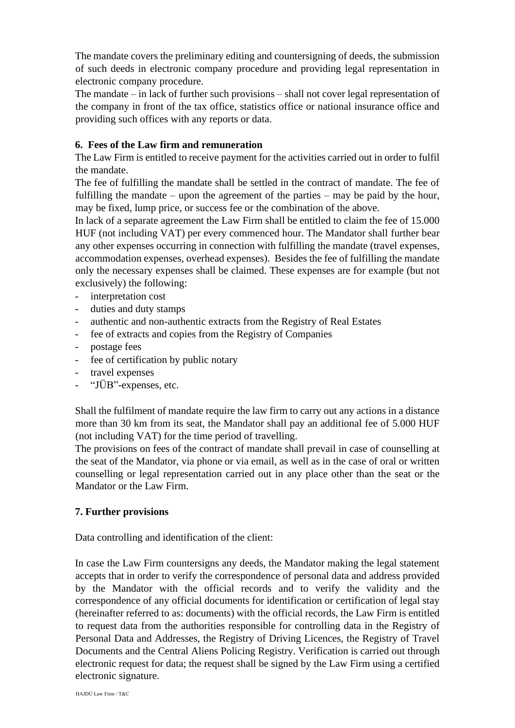The mandate covers the preliminary editing and countersigning of deeds, the submission of such deeds in electronic company procedure and providing legal representation in electronic company procedure.

The mandate – in lack of further such provisions – shall not cover legal representation of the company in front of the tax office, statistics office or national insurance office and providing such offices with any reports or data.

**6. Fees of the Law firm and remuneration**

The Law Firm is entitled to receive payment for the activities carried out in order to fulfil the mandate.

The fee of fulfilling the mandate shall be settled in the contract of mandate. The fee of fulfilling the mandate – upon the agreement of the parties – may be paid by the hour, may be fixed, lump price, or success fee or the combination of the above.

In lack of a separate agreement the Law Firm shall be entitled to claim the fee of 15.000 HUF (not including VAT) per every commenced hour. The Mandator shall further bear any other expenses occurring in connection with fulfilling the mandate (travel expenses, accommodation expenses, overhead expenses). Besides the fee of fulfilling the mandate only the necessary expenses shall be claimed. These expenses are for example (but not exclusively) the following:

- interpretation cost
- duties and duty stamps
- authentic and non-authentic extracts from the Registry of Real Estates
- fee of extracts and copies from the Registry of Companies
- postage fees
- fee of certification by public notary
- travel expenses
- "JÜB"-expenses, etc.

Shall the fulfilment of mandate require the law firm to carry out any actions in a distance more than 30 km from its seat, the Mandator shall pay an additional fee of 5.000 HUF (not including VAT) for the time period of travelling.

The provisions on fees of the contract of mandate shall prevail in case of counselling at the seat of the Mandator, via phone or via email, as well as in the case of oral or written counselling or legal representation carried out in any place other than the seat or the Mandator or the Law Firm.

**7. Further provisions**

Data controlling and identification of the client:

In case the Law Firm countersigns any deeds, the Mandator making the legal statement accepts that in order to verify the correspondence of personal data and address provided by the Mandator with the official records and to verify the validity and the correspondence of any official documents for identification or certification of legal stay (hereinafter referred to as: documents) with the official records, the Law Firm is entitled to request data from the authorities responsible for controlling data in the Registry of Personal Data and Addresses, the Registry of Driving Licences, the Registry of Travel Documents and the Central Aliens Policing Registry. Verification is carried out through electronic request for data; the request shall be signed by the Law Firm using a certified electronic signature.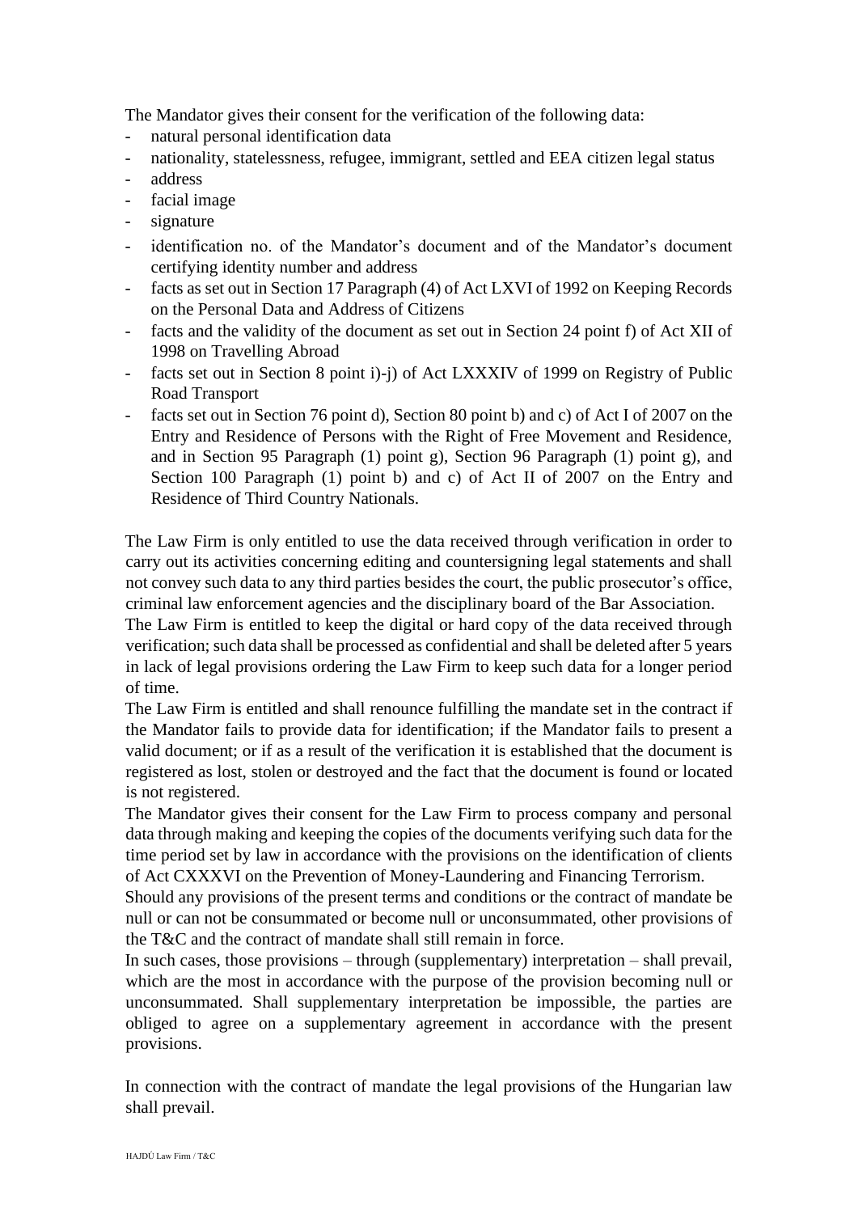The Mandator gives their consent for the verification of the following data:

- natural personal identification data
- nationality, statelessness, refugee, immigrant, settled and EEA citizen legal status
- address
- facial image
- signature
- identification no. of the Mandator's document and of the Mandator's document certifying identity number and address
- facts as set out in Section 17 Paragraph (4) of Act LXVI of 1992 on Keeping Records on the Personal Data and Address of Citizens
- facts and the validity of the document as set out in Section 24 point f) of Act XII of 1998 on Travelling Abroad
- facts set out in Section 8 point i)-j) of Act LXXXIV of 1999 on Registry of Public Road Transport
- facts set out in Section 76 point d), Section 80 point b) and c) of Act I of 2007 on the Entry and Residence of Persons with the Right of Free Movement and Residence, and in Section 95 Paragraph (1) point g), Section 96 Paragraph (1) point g), and Section 100 Paragraph (1) point b) and c) of Act II of 2007 on the Entry and Residence of Third Country Nationals.

The Law Firm is only entitled to use the data received through verification in order to carry out its activities concerning editing and countersigning legal statements and shall not convey such data to any third parties besides the court, the public prosecutor's office, criminal law enforcement agencies and the disciplinary board of the Bar Association.
The Law Firm is entitled to keep the digital or hard copy of the data received through verification; such data shall be processed as confidential and shall be deleted after 5 years in lack of legal provisions ordering the Law Firm to keep such data for a longer period of time.
The Law Firm is entitled and shall renounce fulfilling the mandate set in the contract if the Mandator fails to provide data for identification; if the Mandator fails to present a valid document; or if as a result of the verification it is established that the document is registered as lost, stolen or destroyed and the fact that the document is found or located is not registered.
The Mandator gives their consent for the Law Firm to process company and personal data through making and keeping the copies of the documents verifying such data for the time period set by law in accordance with the provisions on the identification of clients of Act CXXXVI on the Prevention of Money-Laundering and Financing Terrorism.
Should any provisions of the present terms and conditions or the contract of mandate be null or can not be consummated or become null or unconsummated, other provisions of the T&C and the contract of mandate shall still remain in force.
In such cases, those provisions – through (supplementary) interpretation – shall prevail, which are the most in accordance with the purpose of the provision becoming null or unconsummated. Shall supplementary interpretation be impossible, the parties are obliged to agree on a supplementary agreement in accordance with the present provisions.

In connection with the contract of mandate the legal provisions of the Hungarian law shall prevail.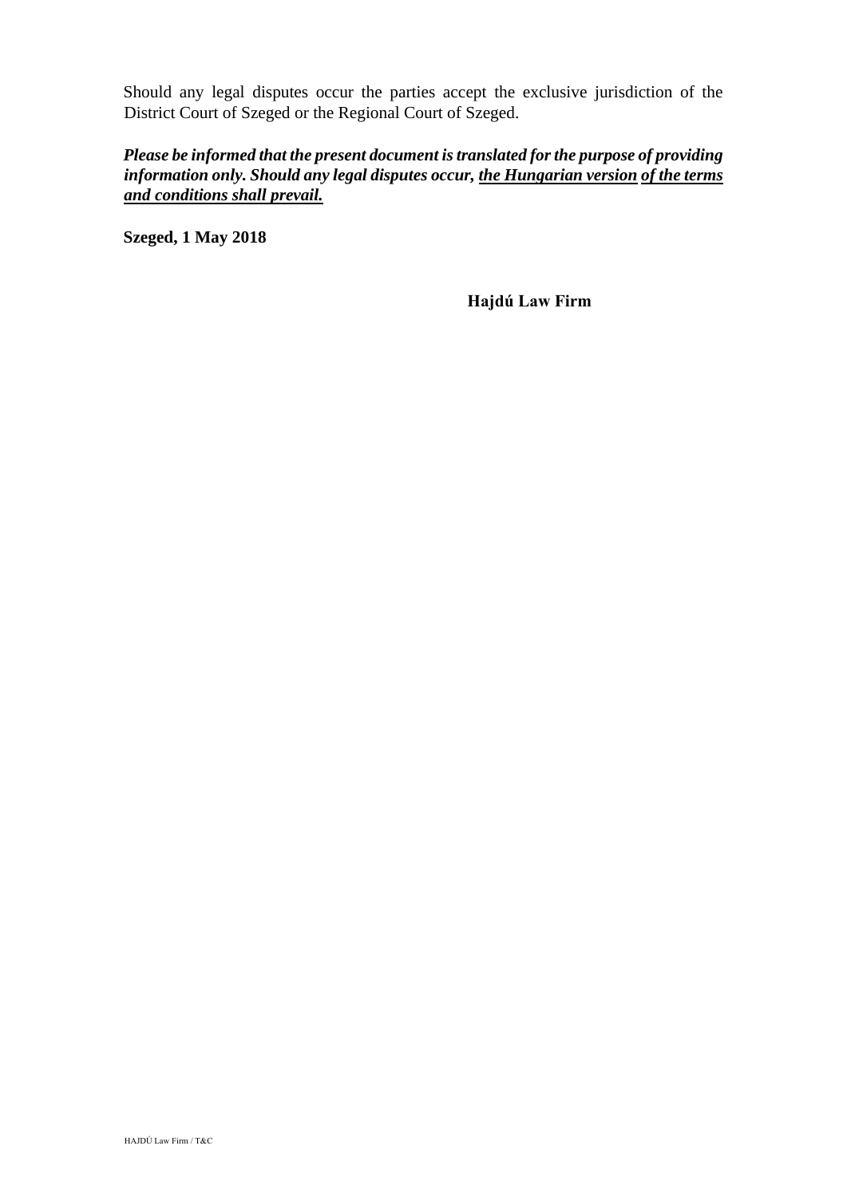Should any legal disputes occur the parties accept the exclusive jurisdiction of the District Court of Szeged or the Regional Court of Szeged.

***Please be informed that the present document is translated for the purpose of providing information only. Should any legal disputes occur, the Hungarian version of the terms and conditions shall prevail.***

**Szeged, 1 May 2018**

**Hajdú Law Firm**